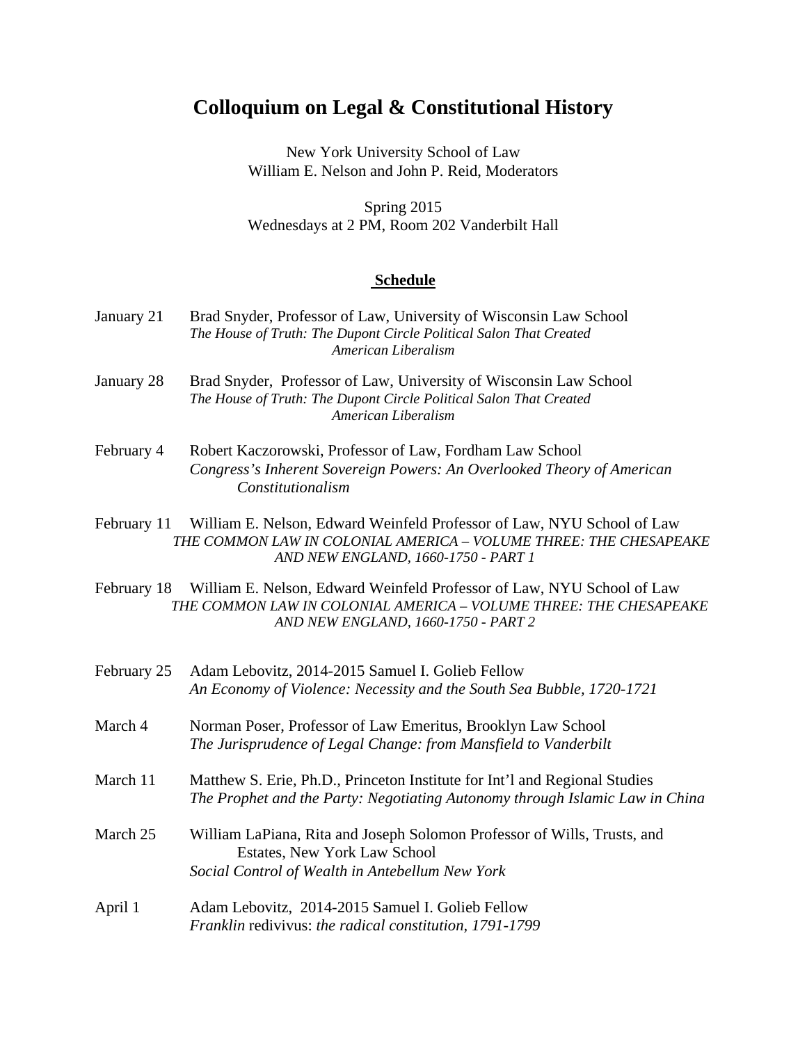# Colloquium on Legal & Constitutional History

New York University School of Law
William E. Nelson and John P. Reid, Moderators

Spring 2015
Wednesdays at 2 PM, Room 202 Vanderbilt Hall

## **Schedule**

January 21 Brad Snyder, Professor of Law, University of Wisconsin Law School
*The House of Truth: The Dupont Circle Political Salon That Created American Liberalism*

January 28 Brad Snyder, Professor of Law, University of Wisconsin Law School
*The House of Truth: The Dupont Circle Political Salon That Created American Liberalism*

February 4 Robert Kaczorowski, Professor of Law, Fordham Law School
*Congress's Inherent Sovereign Powers: An Overlooked Theory of American Constitutionalism*

February 11 William E. Nelson, Edward Weinfeld Professor of Law, NYU School of Law
*THE COMMON LAW IN COLONIAL AMERICA – VOLUME THREE: THE CHESAPEAKE AND NEW ENGLAND, 1660-1750 - PART 1*

February 18 William E. Nelson, Edward Weinfeld Professor of Law, NYU School of Law
*THE COMMON LAW IN COLONIAL AMERICA – VOLUME THREE: THE CHESAPEAKE AND NEW ENGLAND, 1660-1750 - PART 2*

February 25 Adam Lebovitz, 2014-2015 Samuel I. Golieb Fellow
*An Economy of Violence: Necessity and the South Sea Bubble, 1720-1721*

March 4 Norman Poser, Professor of Law Emeritus, Brooklyn Law School
*The Jurisprudence of Legal Change: from Mansfield to Vanderbilt*

March 11 Matthew S. Erie, Ph.D., Princeton Institute for Int'l and Regional Studies
*The Prophet and the Party: Negotiating Autonomy through Islamic Law in China*

March 25 William LaPiana, Rita and Joseph Solomon Professor of Wills, Trusts, and Estates, New York Law School
*Social Control of Wealth in Antebellum New York*

April 1 Adam Lebovitz, 2014-2015 Samuel I. Golieb Fellow
*Franklin* redivivus: *the radical constitution, 1791-1799*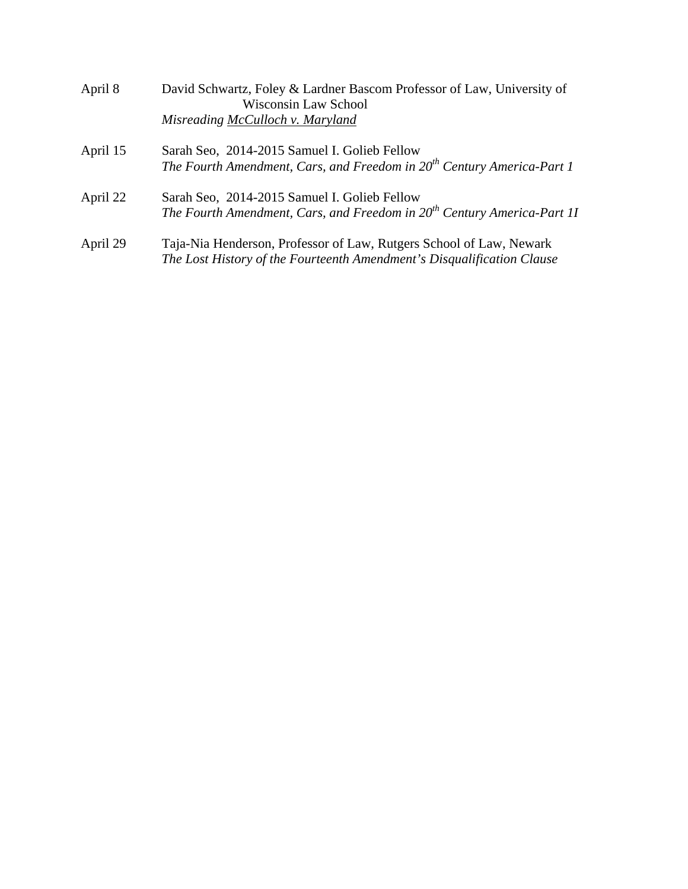| | |
|---|---|
| April 8 | David Schwartz, Foley & Lardner Bascom Professor of Law, University of Wisconsin Law School<br>*Misreading McCulloch v. Maryland* |
| April 15 | Sarah Seo, 2014-2015 Samuel I. Golieb Fellow<br>*The Fourth Amendment, Cars, and Freedom in 20th Century America-Part 1* |
| April 22 | Sarah Seo, 2014-2015 Samuel I. Golieb Fellow<br>*The Fourth Amendment, Cars, and Freedom in 20th Century America-Part 1I* |
| April 29 | Taja-Nia Henderson, Professor of Law, Rutgers School of Law, Newark<br>*The Lost History of the Fourteenth Amendment's Disqualification Clause* |